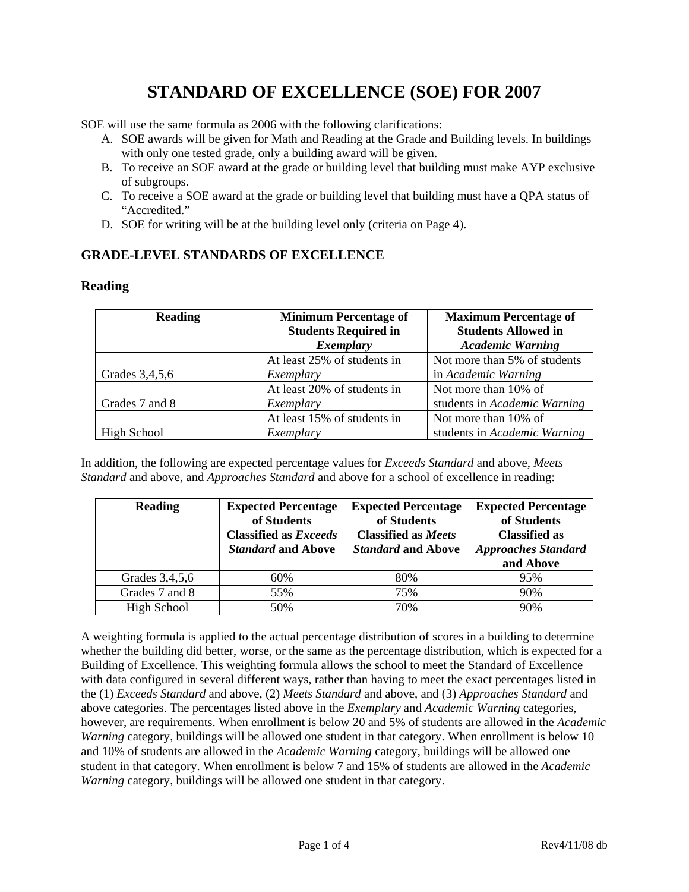# STANDARD OF EXCELLENCE (SOE) FOR 2007

SOE will use the same formula as 2006 with the following clarifications:

A. SOE awards will be given for Math and Reading at the Grade and Building levels. In buildings with only one tested grade, only a building award will be given.
B. To receive an SOE award at the grade or building level that building must make AYP exclusive of subgroups.
C. To receive a SOE award at the grade or building level that building must have a QPA status of "Accredited."
D. SOE for writing will be at the building level only (criteria on Page 4).

## GRADE-LEVEL STANDARDS OF EXCELLENCE

### Reading

| Reading | Minimum Percentage of Students Required in *Exemplary* | Maximum Percentage of Students Allowed in *Academic Warning* |
|---|---|---|
| Grades 3,4,5,6 | At least 25% of students in *Exemplary* | Not more than 5% of students in *Academic Warning* |
| Grades 7 and 8 | At least 20% of students in *Exemplary* | Not more than 10% of students in *Academic Warning* |
| High School | At least 15% of students in *Exemplary* | Not more than 10% of students in *Academic Warning* |

In addition, the following are expected percentage values for *Exceeds Standard* and above, *Meets Standard* and above, and *Approaches Standard* and above for a school of excellence in reading:

| Reading | Expected Percentage of Students Classified as *Exceeds Standard* and Above | Expected Percentage of Students Classified as *Meets Standard* and Above | Expected Percentage of Students Classified as *Approaches Standard* and Above |
|---|---|---|---|
| Grades 3,4,5,6 | 60% | 80% | 95% |
| Grades 7 and 8 | 55% | 75% | 90% |
| High School | 50% | 70% | 90% |

A weighting formula is applied to the actual percentage distribution of scores in a building to determine whether the building did better, worse, or the same as the percentage distribution, which is expected for a Building of Excellence. This weighting formula allows the school to meet the Standard of Excellence with data configured in several different ways, rather than having to meet the exact percentages listed in the (1) *Exceeds Standard* and above, (2) *Meets Standard* and above, and (3) *Approaches Standard* and above categories. The percentages listed above in the *Exemplary* and *Academic Warning* categories, however, are requirements. When enrollment is below 20 and 5% of students are allowed in the *Academic Warning* category, buildings will be allowed one student in that category. When enrollment is below 10 and 10% of students are allowed in the *Academic Warning* category, buildings will be allowed one student in that category. When enrollment is below 7 and 15% of students are allowed in the *Academic Warning* category, buildings will be allowed one student in that category.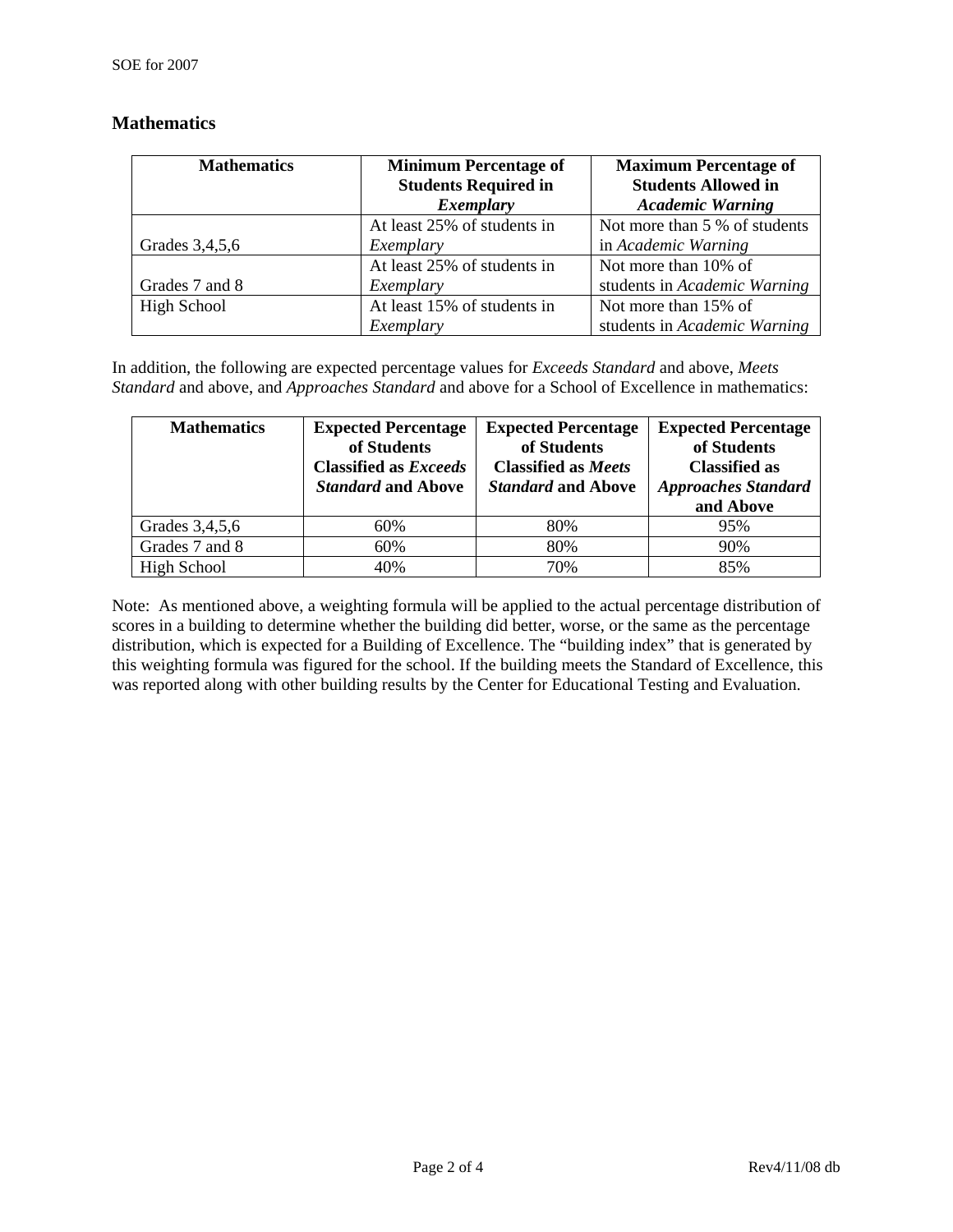## Mathematics

| Mathematics | Minimum Percentage of Students Required in *Exemplary* | Maximum Percentage of Students Allowed in *Academic Warning* |
|---|---|---|
| Grades 3,4,5,6 | At least 25% of students in *Exemplary* | Not more than 5 % of students in *Academic Warning* |
| Grades 7 and 8 | At least 25% of students in *Exemplary* | Not more than 10% of students in *Academic Warning* |
| High School | At least 15% of students in *Exemplary* | Not more than 15% of students in *Academic Warning* |

In addition, the following are expected percentage values for *Exceeds Standard* and above, *Meets Standard* and above, and *Approaches Standard* and above for a School of Excellence in mathematics:

| Mathematics | Expected Percentage of Students Classified as *Exceeds Standard* and Above | Expected Percentage of Students Classified as *Meets Standard* and Above | Expected Percentage of Students Classified as *Approaches Standard* and Above |
|---|---|---|---|
| Grades 3,4,5,6 | 60% | 80% | 95% |
| Grades 7 and 8 | 60% | 80% | 90% |
| High School | 40% | 70% | 85% |

Note: As mentioned above, a weighting formula will be applied to the actual percentage distribution of scores in a building to determine whether the building did better, worse, or the same as the percentage distribution, which is expected for a Building of Excellence. The "building index" that is generated by this weighting formula was figured for the school. If the building meets the Standard of Excellence, this was reported along with other building results by the Center for Educational Testing and Evaluation.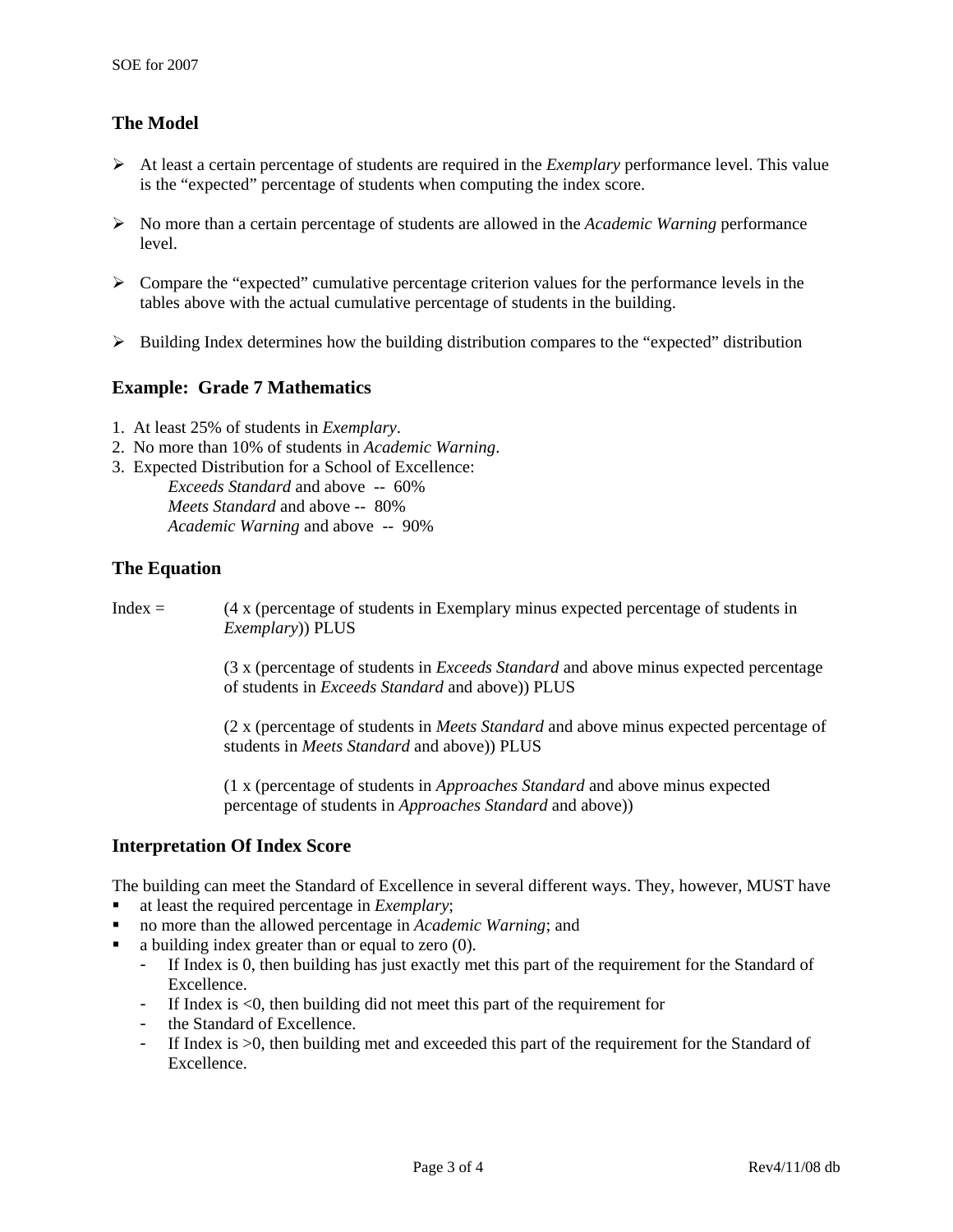## The Model

- At least a certain percentage of students are required in the *Exemplary* performance level. This value is the "expected" percentage of students when computing the index score.
- No more than a certain percentage of students are allowed in the *Academic Warning* performance level.
- Compare the "expected" cumulative percentage criterion values for the performance levels in the tables above with the actual cumulative percentage of students in the building.
- Building Index determines how the building distribution compares to the "expected" distribution

## Example: Grade 7 Mathematics

1. At least 25% of students in *Exemplary*.
2. No more than 10% of students in *Academic Warning*.
3. Expected Distribution for a School of Excellence:
   *Exceeds Standard* and above -- 60%
   *Meets Standard* and above -- 80%
   *Academic Warning* and above -- 90%

## The Equation

Index = (4 x (percentage of students in Exemplary minus expected percentage of students in *Exemplary*)) PLUS

(3 x (percentage of students in *Exceeds Standard* and above minus expected percentage of students in *Exceeds Standard* and above)) PLUS

(2 x (percentage of students in *Meets Standard* and above minus expected percentage of students in *Meets Standard* and above)) PLUS

(1 x (percentage of students in *Approaches Standard* and above minus expected percentage of students in *Approaches Standard* and above))

## Interpretation Of Index Score

The building can meet the Standard of Excellence in several different ways. They, however, MUST have

- at least the required percentage in *Exemplary*;
- no more than the allowed percentage in *Academic Warning*; and
- a building index greater than or equal to zero (0).
  - If Index is 0, then building has just exactly met this part of the requirement for the Standard of Excellence.
  - If Index is <0, then building did not meet this part of the requirement for
  - the Standard of Excellence.
  - If Index is >0, then building met and exceeded this part of the requirement for the Standard of Excellence.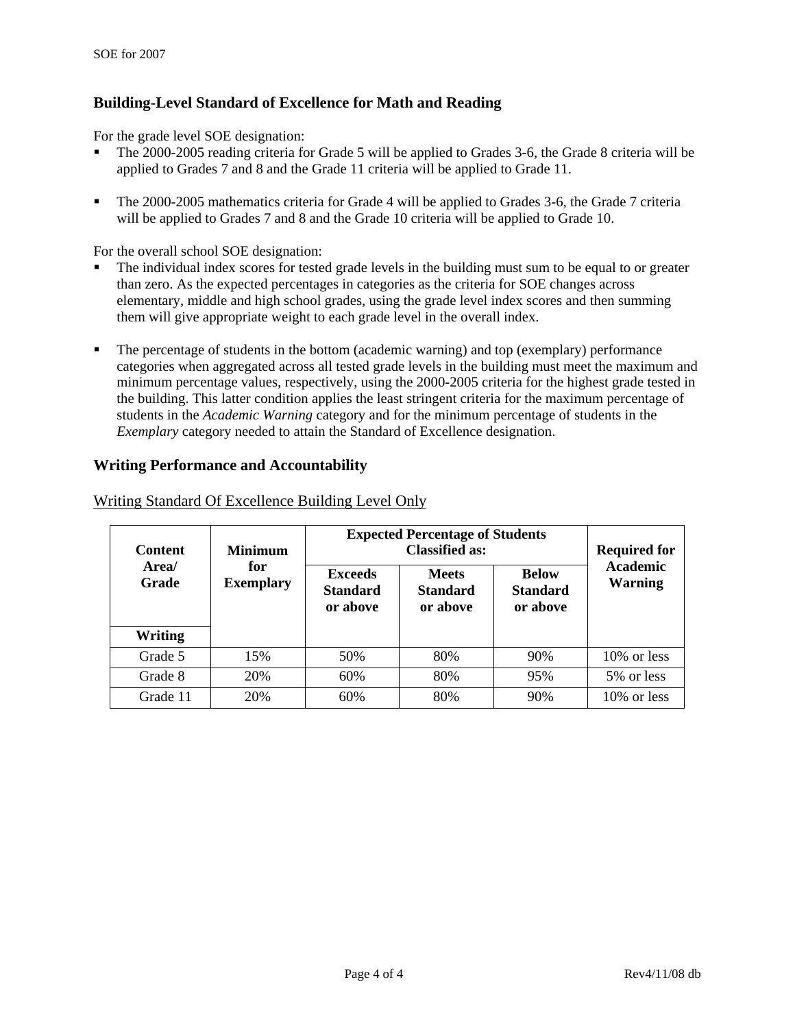## Building-Level Standard of Excellence for Math and Reading

For the grade level SOE designation:

- The 2000-2005 reading criteria for Grade 5 will be applied to Grades 3-6, the Grade 8 criteria will be applied to Grades 7 and 8 and the Grade 11 criteria will be applied to Grade 11.
- The 2000-2005 mathematics criteria for Grade 4 will be applied to Grades 3-6, the Grade 7 criteria will be applied to Grades 7 and 8 and the Grade 10 criteria will be applied to Grade 10.

For the overall school SOE designation:

- The individual index scores for tested grade levels in the building must sum to be equal to or greater than zero. As the expected percentages in categories as the criteria for SOE changes across elementary, middle and high school grades, using the grade level index scores and then summing them will give appropriate weight to each grade level in the overall index.
- The percentage of students in the bottom (academic warning) and top (exemplary) performance categories when aggregated across all tested grade levels in the building must meet the maximum and minimum percentage values, respectively, using the 2000-2005 criteria for the highest grade tested in the building. This latter condition applies the least stringent criteria for the maximum percentage of students in the *Academic Warning* category and for the minimum percentage of students in the *Exemplary* category needed to attain the Standard of Excellence designation.

## Writing Performance and Accountability

Writing Standard Of Excellence Building Level Only

| Content Area/ Grade | Minimum for Exemplary | Expected Percentage of Students Classified as: | | | Required for Academic Warning |
|---|---|---|---|---|---|
| | | Exceeds Standard or above | Meets Standard or above | Below Standard or above | |
| **Writing** | | | | | |
| Grade 5 | 15% | 50% | 80% | 90% | 10% or less |
| Grade 8 | 20% | 60% | 80% | 95% | 5% or less |
| Grade 11 | 20% | 60% | 80% | 90% | 10% or less |